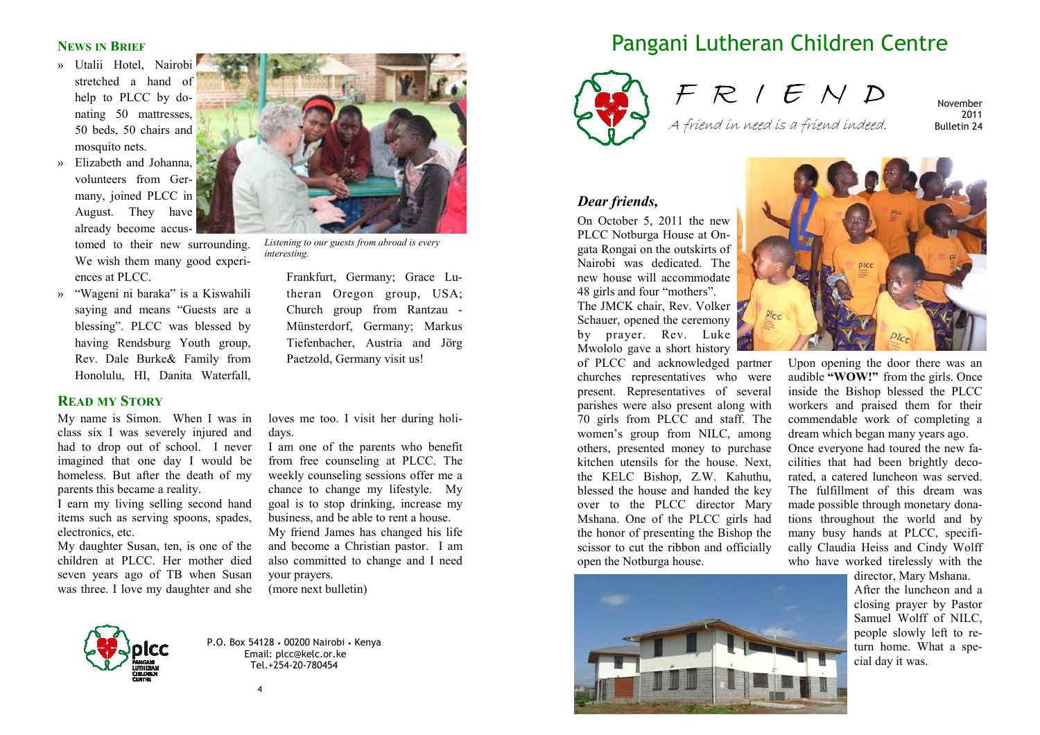# Pangani Lutheran Children Centre

## F R I E N D

*A friend in need is a friend indeed.*

November 2011
Bulletin 24

### *Dear friends,*

On October 5, 2011 the new PLCC Notburga House at Ongata Rongai on the outskirts of Nairobi was dedicated. The new house will accommodate 48 girls and four "mothers".

The JMCK chair, Rev. Volker Schauer, opened the ceremony by prayer. Rev. Luke Mwololo gave a short history of PLCC and acknowledged partner churches representatives who were present. Representatives of several parishes were also present along with 70 girls from PLCC and staff. The women's group from NILC, among others, presented money to purchase kitchen utensils for the house. Next, the KELC Bishop, Z.W. Kahuthu, blessed the house and handed the key over to the PLCC director Mary Mshana. One of the PLCC girls had the honor of presenting the Bishop the scissor to cut the ribbon and officially open the Notburga house.

Upon opening the door there was an audible **"WOW!"** from the girls. Once inside the Bishop blessed the PLCC workers and praised them for their commendable work of completing a dream which began many years ago.

Once everyone had toured the new facilities that had been brightly decorated, a catered luncheon was served. The fulfillment of this dream was made possible through monetary donations throughout the world and by many busy hands at PLCC, specifically Claudia Heiss and Cindy Wolff who have worked tirelessly with the director, Mary Mshana.

After the luncheon and a closing prayer by Pastor Samuel Wolff of NILC, people slowly left to return home. What a special day it was.

### NEWS IN BRIEF

- Utalii Hotel, Nairobi stretched a hand of help to PLCC by donating 50 mattresses, 50 beds, 50 chairs and mosquito nets.
- Elizabeth and Johanna, volunteers from Germany, joined PLCC in August. They have already become accustomed to their new surrounding. We wish them many good experiences at PLCC.
- "Wageni ni baraka" is a Kiswahili saying and means "Guests are a blessing". PLCC was blessed by having Rendsburg Youth group, Rev. Dale Burke& Family from Honolulu, HI, Danita Waterfall, Frankfurt, Germany; Grace Lutheran Oregon group, USA; Church group from Rantzau - Münsterdorf, Germany; Markus Tiefenbacher, Austria and Jörg Paetzold, Germany visit us!

*Listening to our guests from abroad is every interesting.*

### READ MY STORY

My name is Simon. When I was in class six I was severely injured and had to drop out of school. I never imagined that one day I would be homeless. But after the death of my parents this became a reality.

I earn my living selling second hand items such as serving spoons, spades, electronics, etc.

My daughter Susan, ten, is one of the children at PLCC. Her mother died seven years ago of TB when Susan was three. I love my daughter and she loves me too. I visit her during holidays.

I am one of the parents who benefit from free counseling at PLCC. The weekly counseling sessions offer me a chance to change my lifestyle. My goal is to stop drinking, increase my business, and be able to rent a house.

My friend James has changed his life and become a Christian pastor. I am also committed to change and I need your prayers.

(more next bulletin)

P.O. Box 54128 • 00200 Nairobi • Kenya
Email: plcc@kelc.or.ke
Tel.+254-20-780454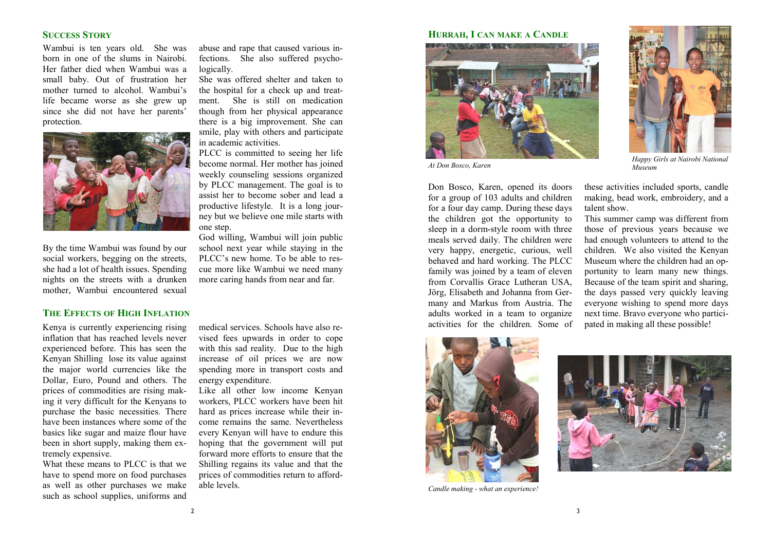## Success Story

Wambui is ten years old. She was born in one of the slums in Nairobi. Her father died when Wambui was a small baby. Out of frustration her mother turned to alcohol. Wambui's life became worse as she grew up since she did not have her parents' protection.

By the time Wambui was found by our social workers, begging on the streets, she had a lot of health issues. Spending nights on the streets with a drunken mother, Wambui encountered sexual abuse and rape that caused various infections. She also suffered psychologically.

She was offered shelter and taken to the hospital for a check up and treatment. She is still on medication though from her physical appearance there is a big improvement. She can smile, play with others and participate in academic activities.

PLCC is committed to seeing her life become normal. Her mother has joined weekly counseling sessions organized by PLCC management. The goal is to assist her to become sober and lead a productive lifestyle. It is a long journey but we believe one mile starts with one step.

God willing, Wambui will join public school next year while staying in the PLCC's new home. To be able to rescue more like Wambui we need many more caring hands from near and far.

## The Effects of High Inflation

Kenya is currently experiencing rising inflation that has reached levels never experienced before. This has seen the Kenyan Shilling lose its value against the major world currencies like the Dollar, Euro, Pound and others. The prices of commodities are rising making it very difficult for the Kenyans to purchase the basic necessities. There have been instances where some of the basics like sugar and maize flour have been in short supply, making them extremely expensive.

What these means to PLCC is that we have to spend more on food purchases as well as other purchases we make such as school supplies, uniforms and medical services. Schools have also revised fees upwards in order to cope with this sad reality. Due to the high increase of oil prices we are now spending more in transport costs and energy expenditure.

Like all other low income Kenyan workers, PLCC workers have been hit hard as prices increase while their income remains the same. Nevertheless every Kenyan will have to endure this hoping that the government will put forward more efforts to ensure that the Shilling regains its value and that the prices of commodities return to affordable levels.

## Hurrah, I can make a Candle

*At Don Bosco, Karen*

*Happy Girls at Nairobi National Museum*

Don Bosco, Karen, opened its doors for a group of 103 adults and children for a four day camp. During these days the children got the opportunity to sleep in a dorm-style room with three meals served daily. The children were very happy, energetic, curious, well behaved and hard working. The PLCC family was joined by a team of eleven from Corvallis Grace Lutheran USA, Jörg, Elisabeth and Johanna from Germany and Markus from Austria. The adults worked in a team to organize activities for the children. Some of these activities included sports, candle making, bead work, embroidery, and a talent show.

This summer camp was different from those of previous years because we had enough volunteers to attend to the children. We also visited the Kenyan Museum where the children had an opportunity to learn many new things. Because of the team spirit and sharing, the days passed very quickly leaving everyone wishing to spend more days next time. Bravo everyone who participated in making all these possible!

*Candle making - what an experience!*